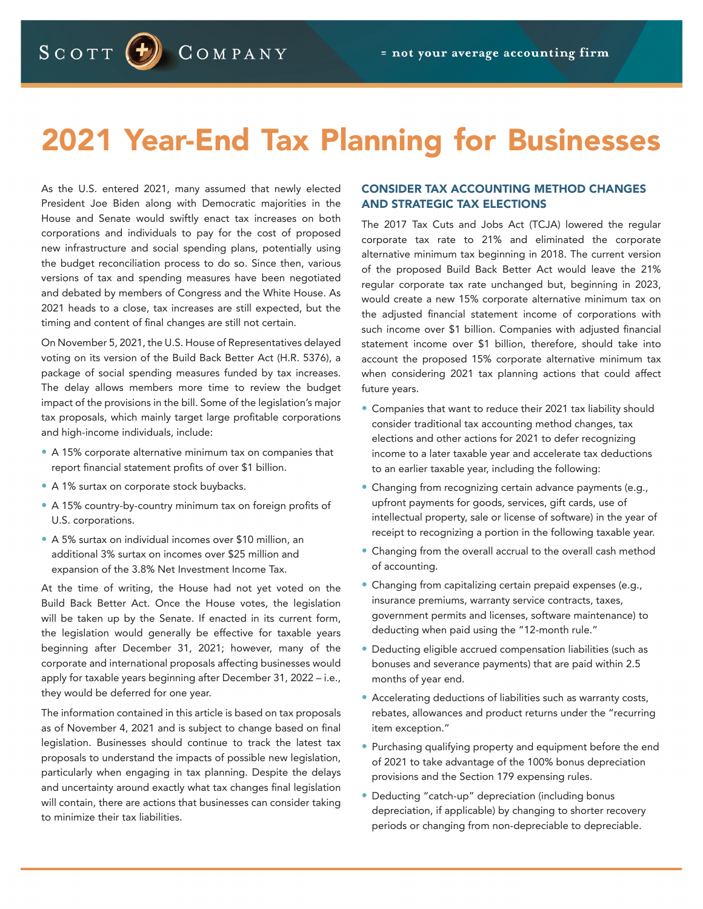# 2021 Year-End Tax Planning for Businesses

As the U.S. entered 2021, many assumed that newly elected President Joe Biden along with Democratic majorities in the House and Senate would swiftly enact tax increases on both corporations and individuals to pay for the cost of proposed new infrastructure and social spending plans, potentially using the budget reconciliation process to do so. Since then, various versions of tax and spending measures have been negotiated and debated by members of Congress and the White House. As 2021 heads to a close, tax increases are still expected, but the timing and content of final changes are still not certain.

On November 5, 2021, the U.S. House of Representatives delayed voting on its version of the Build Back Better Act (H.R. 5376), a package of social spending measures funded by tax increases. The delay allows members more time to review the budget impact of the provisions in the bill. Some of the legislation's major tax proposals, which mainly target large profitable corporations and high-income individuals, include:

- A 15% corporate alternative minimum tax on companies that report financial statement profits of over $1 billion.
- A 1% surtax on corporate stock buybacks.
- A 15% country-by-country minimum tax on foreign profits of U.S. corporations.
- A 5% surtax on individual incomes over $10 million, an additional 3% surtax on incomes over $25 million and expansion of the 3.8% Net Investment Income Tax.

At the time of writing, the House had not yet voted on the Build Back Better Act. Once the House votes, the legislation will be taken up by the Senate. If enacted in its current form, the legislation would generally be effective for taxable years beginning after December 31, 2021; however, many of the corporate and international proposals affecting businesses would apply for taxable years beginning after December 31, 2022 – i.e., they would be deferred for one year.

The information contained in this article is based on tax proposals as of November 4, 2021 and is subject to change based on final legislation. Businesses should continue to track the latest tax proposals to understand the impacts of possible new legislation, particularly when engaging in tax planning. Despite the delays and uncertainty around exactly what tax changes final legislation will contain, there are actions that businesses can consider taking to minimize their tax liabilities.

## CONSIDER TAX ACCOUNTING METHOD CHANGES AND STRATEGIC TAX ELECTIONS

The 2017 Tax Cuts and Jobs Act (TCJA) lowered the regular corporate tax rate to 21% and eliminated the corporate alternative minimum tax beginning in 2018. The current version of the proposed Build Back Better Act would leave the 21% regular corporate tax rate unchanged but, beginning in 2023, would create a new 15% corporate alternative minimum tax on the adjusted financial statement income of corporations with such income over $1 billion. Companies with adjusted financial statement income over $1 billion, therefore, should take into account the proposed 15% corporate alternative minimum tax when considering 2021 tax planning actions that could affect future years.

- Companies that want to reduce their 2021 tax liability should consider traditional tax accounting method changes, tax elections and other actions for 2021 to defer recognizing income to a later taxable year and accelerate tax deductions to an earlier taxable year, including the following:
- Changing from recognizing certain advance payments (e.g., upfront payments for goods, services, gift cards, use of intellectual property, sale or license of software) in the year of receipt to recognizing a portion in the following taxable year.
- Changing from the overall accrual to the overall cash method of accounting.
- Changing from capitalizing certain prepaid expenses (e.g., insurance premiums, warranty service contracts, taxes, government permits and licenses, software maintenance) to deducting when paid using the "12-month rule."
- Deducting eligible accrued compensation liabilities (such as bonuses and severance payments) that are paid within 2.5 months of year end.
- Accelerating deductions of liabilities such as warranty costs, rebates, allowances and product returns under the "recurring item exception."
- Purchasing qualifying property and equipment before the end of 2021 to take advantage of the 100% bonus depreciation provisions and the Section 179 expensing rules.
- Deducting "catch-up" depreciation (including bonus depreciation, if applicable) by changing to shorter recovery periods or changing from non-depreciable to depreciable.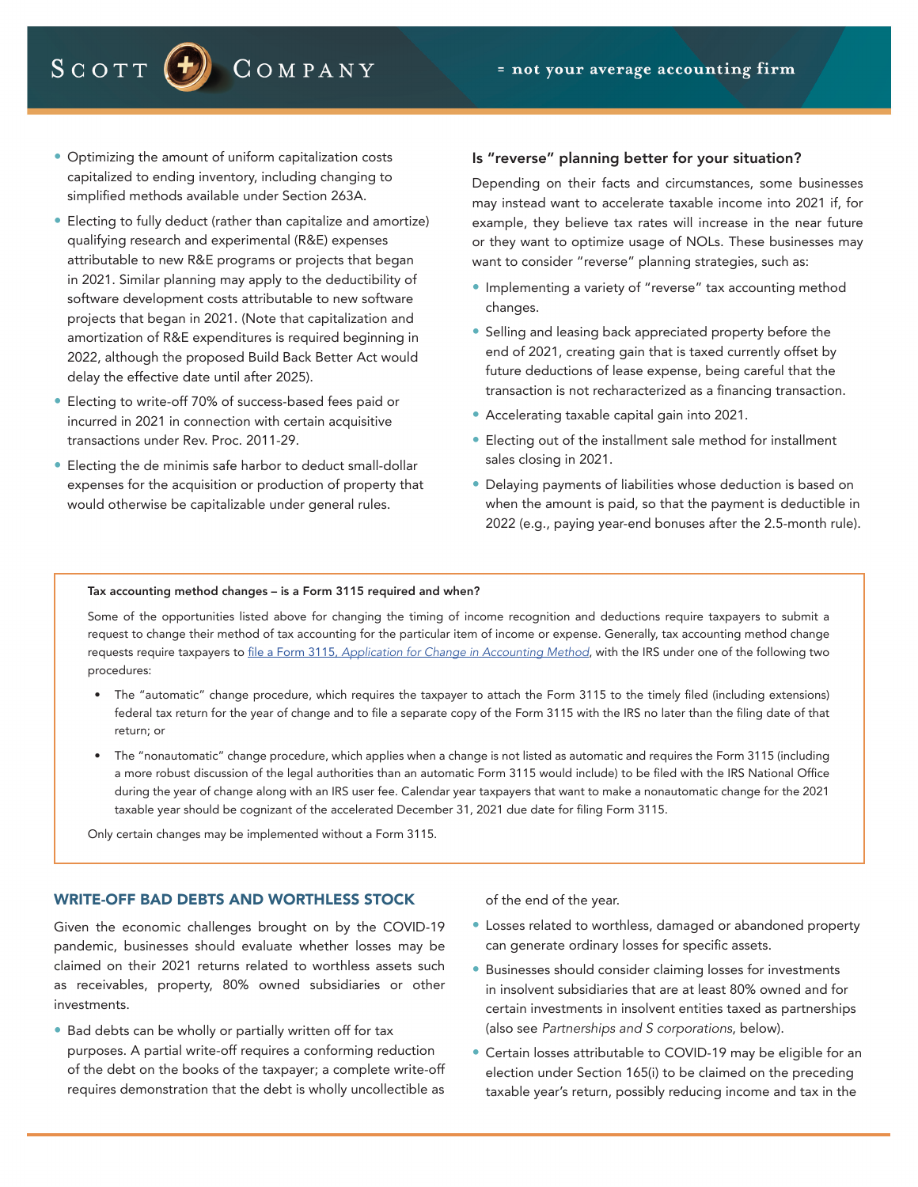- Optimizing the amount of uniform capitalization costs capitalized to ending inventory, including changing to simplified methods available under Section 263A.
- Electing to fully deduct (rather than capitalize and amortize) qualifying research and experimental (R&E) expenses attributable to new R&E programs or projects that began in 2021. Similar planning may apply to the deductibility of software development costs attributable to new software projects that began in 2021. (Note that capitalization and amortization of R&E expenditures is required beginning in 2022, although the proposed Build Back Better Act would delay the effective date until after 2025).
- Electing to write-off 70% of success-based fees paid or incurred in 2021 in connection with certain acquisitive transactions under Rev. Proc. 2011-29.
- Electing the de minimis safe harbor to deduct small-dollar expenses for the acquisition or production of property that would otherwise be capitalizable under general rules.

### Is "reverse" planning better for your situation?

Depending on their facts and circumstances, some businesses may instead want to accelerate taxable income into 2021 if, for example, they believe tax rates will increase in the near future or they want to optimize usage of NOLs. These businesses may want to consider "reverse" planning strategies, such as:

- Implementing a variety of "reverse" tax accounting method changes.
- Selling and leasing back appreciated property before the end of 2021, creating gain that is taxed currently offset by future deductions of lease expense, being careful that the transaction is not recharacterized as a financing transaction.
- Accelerating taxable capital gain into 2021.
- Electing out of the installment sale method for installment sales closing in 2021.
- Delaying payments of liabilities whose deduction is based on when the amount is paid, so that the payment is deductible in 2022 (e.g., paying year-end bonuses after the 2.5-month rule).

**Tax accounting method changes – is a Form 3115 required and when?**

Some of the opportunities listed above for changing the timing of income recognition and deductions require taxpayers to submit a request to change their method of tax accounting for the particular item of income or expense. Generally, tax accounting method change requests require taxpayers to file a Form 3115, *Application for Change in Accounting Method*, with the IRS under one of the following two procedures:

- The "automatic" change procedure, which requires the taxpayer to attach the Form 3115 to the timely filed (including extensions) federal tax return for the year of change and to file a separate copy of the Form 3115 with the IRS no later than the filing date of that return; or
- The "nonautomatic" change procedure, which applies when a change is not listed as automatic and requires the Form 3115 (including a more robust discussion of the legal authorities than an automatic Form 3115 would include) to be filed with the IRS National Office during the year of change along with an IRS user fee. Calendar year taxpayers that want to make a nonautomatic change for the 2021 taxable year should be cognizant of the accelerated December 31, 2021 due date for filing Form 3115.

Only certain changes may be implemented without a Form 3115.

## WRITE-OFF BAD DEBTS AND WORTHLESS STOCK

Given the economic challenges brought on by the COVID-19 pandemic, businesses should evaluate whether losses may be claimed on their 2021 returns related to worthless assets such as receivables, property, 80% owned subsidiaries or other investments.

- Bad debts can be wholly or partially written off for tax purposes. A partial write-off requires a conforming reduction of the debt on the books of the taxpayer; a complete write-off requires demonstration that the debt is wholly uncollectible as of the end of the year.
- Losses related to worthless, damaged or abandoned property can generate ordinary losses for specific assets.
- Businesses should consider claiming losses for investments in insolvent subsidiaries that are at least 80% owned and for certain investments in insolvent entities taxed as partnerships (also see *Partnerships and S corporations*, below).
- Certain losses attributable to COVID-19 may be eligible for an election under Section 165(i) to be claimed on the preceding taxable year's return, possibly reducing income and tax in the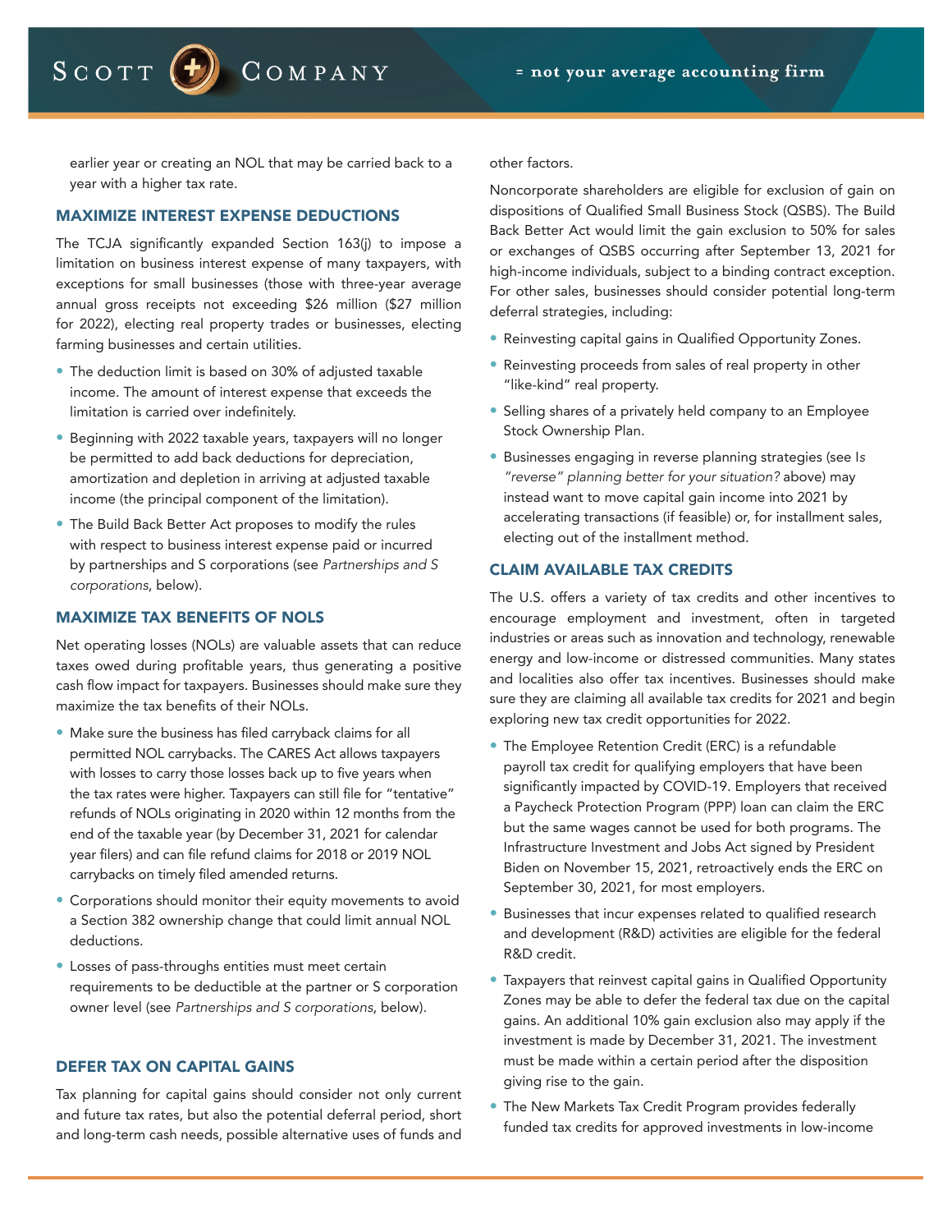earlier year or creating an NOL that may be carried back to a year with a higher tax rate.

## MAXIMIZE INTEREST EXPENSE DEDUCTIONS

The TCJA significantly expanded Section 163(j) to impose a limitation on business interest expense of many taxpayers, with exceptions for small businesses (those with three-year average annual gross receipts not exceeding $26 million ($27 million for 2022), electing real property trades or businesses, electing farming businesses and certain utilities.

- The deduction limit is based on 30% of adjusted taxable income. The amount of interest expense that exceeds the limitation is carried over indefinitely.
- Beginning with 2022 taxable years, taxpayers will no longer be permitted to add back deductions for depreciation, amortization and depletion in arriving at adjusted taxable income (the principal component of the limitation).
- The Build Back Better Act proposes to modify the rules with respect to business interest expense paid or incurred by partnerships and S corporations (see *Partnerships and S corporations*, below).

## MAXIMIZE TAX BENEFITS OF NOLS

Net operating losses (NOLs) are valuable assets that can reduce taxes owed during profitable years, thus generating a positive cash flow impact for taxpayers. Businesses should make sure they maximize the tax benefits of their NOLs.

- Make sure the business has filed carryback claims for all permitted NOL carrybacks. The CARES Act allows taxpayers with losses to carry those losses back up to five years when the tax rates were higher. Taxpayers can still file for "tentative" refunds of NOLs originating in 2020 within 12 months from the end of the taxable year (by December 31, 2021 for calendar year filers) and can file refund claims for 2018 or 2019 NOL carrybacks on timely filed amended returns.
- Corporations should monitor their equity movements to avoid a Section 382 ownership change that could limit annual NOL deductions.
- Losses of pass-throughs entities must meet certain requirements to be deductible at the partner or S corporation owner level (see *Partnerships and S corporations*, below).

## DEFER TAX ON CAPITAL GAINS

Tax planning for capital gains should consider not only current and future tax rates, but also the potential deferral period, short and long-term cash needs, possible alternative uses of funds and other factors.

Noncorporate shareholders are eligible for exclusion of gain on dispositions of Qualified Small Business Stock (QSBS). The Build Back Better Act would limit the gain exclusion to 50% for sales or exchanges of QSBS occurring after September 13, 2021 for high-income individuals, subject to a binding contract exception. For other sales, businesses should consider potential long-term deferral strategies, including:

- Reinvesting capital gains in Qualified Opportunity Zones.
- Reinvesting proceeds from sales of real property in other "like-kind" real property.
- Selling shares of a privately held company to an Employee Stock Ownership Plan.
- Businesses engaging in reverse planning strategies (see *Is "reverse" planning better for your situation?* above) may instead want to move capital gain income into 2021 by accelerating transactions (if feasible) or, for installment sales, electing out of the installment method.

## CLAIM AVAILABLE TAX CREDITS

The U.S. offers a variety of tax credits and other incentives to encourage employment and investment, often in targeted industries or areas such as innovation and technology, renewable energy and low-income or distressed communities. Many states and localities also offer tax incentives. Businesses should make sure they are claiming all available tax credits for 2021 and begin exploring new tax credit opportunities for 2022.

- The Employee Retention Credit (ERC) is a refundable payroll tax credit for qualifying employers that have been significantly impacted by COVID-19. Employers that received a Paycheck Protection Program (PPP) loan can claim the ERC but the same wages cannot be used for both programs. The Infrastructure Investment and Jobs Act signed by President Biden on November 15, 2021, retroactively ends the ERC on September 30, 2021, for most employers.
- Businesses that incur expenses related to qualified research and development (R&D) activities are eligible for the federal R&D credit.
- Taxpayers that reinvest capital gains in Qualified Opportunity Zones may be able to defer the federal tax due on the capital gains. An additional 10% gain exclusion also may apply if the investment is made by December 31, 2021. The investment must be made within a certain period after the disposition giving rise to the gain.
- The New Markets Tax Credit Program provides federally funded tax credits for approved investments in low-income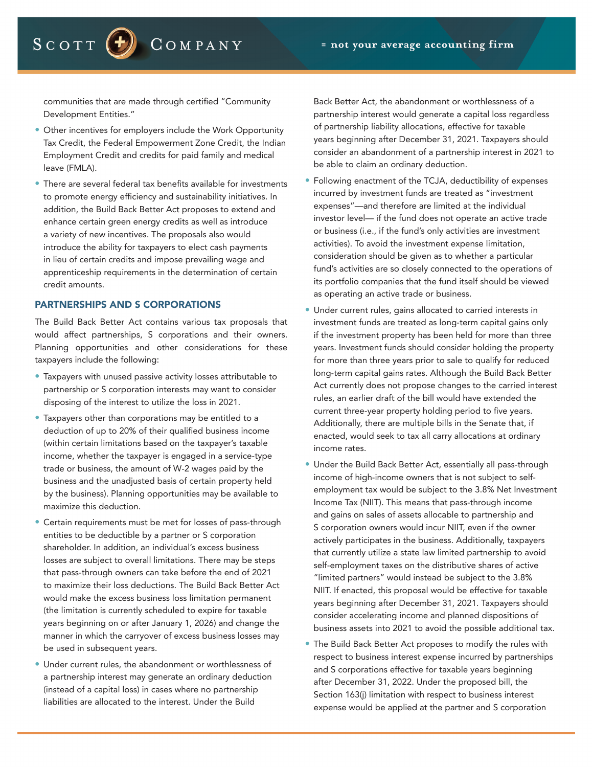communities that are made through certified "Community Development Entities."

- Other incentives for employers include the Work Opportunity Tax Credit, the Federal Empowerment Zone Credit, the Indian Employment Credit and credits for paid family and medical leave (FMLA).
- There are several federal tax benefits available for investments to promote energy efficiency and sustainability initiatives. In addition, the Build Back Better Act proposes to extend and enhance certain green energy credits as well as introduce a variety of new incentives. The proposals also would introduce the ability for taxpayers to elect cash payments in lieu of certain credits and impose prevailing wage and apprenticeship requirements in the determination of certain credit amounts.

## PARTNERSHIPS AND S CORPORATIONS

The Build Back Better Act contains various tax proposals that would affect partnerships, S corporations and their owners. Planning opportunities and other considerations for these taxpayers include the following:

- Taxpayers with unused passive activity losses attributable to partnership or S corporation interests may want to consider disposing of the interest to utilize the loss in 2021.
- Taxpayers other than corporations may be entitled to a deduction of up to 20% of their qualified business income (within certain limitations based on the taxpayer's taxable income, whether the taxpayer is engaged in a service-type trade or business, the amount of W-2 wages paid by the business and the unadjusted basis of certain property held by the business). Planning opportunities may be available to maximize this deduction.
- Certain requirements must be met for losses of pass-through entities to be deductible by a partner or S corporation shareholder. In addition, an individual's excess business losses are subject to overall limitations. There may be steps that pass-through owners can take before the end of 2021 to maximize their loss deductions. The Build Back Better Act would make the excess business loss limitation permanent (the limitation is currently scheduled to expire for taxable years beginning on or after January 1, 2026) and change the manner in which the carryover of excess business losses may be used in subsequent years.
- Under current rules, the abandonment or worthlessness of a partnership interest may generate an ordinary deduction (instead of a capital loss) in cases where no partnership liabilities are allocated to the interest. Under the Build Back Better Act, the abandonment or worthlessness of a partnership interest would generate a capital loss regardless of partnership liability allocations, effective for taxable years beginning after December 31, 2021. Taxpayers should consider an abandonment of a partnership interest in 2021 to be able to claim an ordinary deduction.
- Following enactment of the TCJA, deductibility of expenses incurred by investment funds are treated as "investment expenses"—and therefore are limited at the individual investor level— if the fund does not operate an active trade or business (i.e., if the fund's only activities are investment activities). To avoid the investment expense limitation, consideration should be given as to whether a particular fund's activities are so closely connected to the operations of its portfolio companies that the fund itself should be viewed as operating an active trade or business.
- Under current rules, gains allocated to carried interests in investment funds are treated as long-term capital gains only if the investment property has been held for more than three years. Investment funds should consider holding the property for more than three years prior to sale to qualify for reduced long-term capital gains rates. Although the Build Back Better Act currently does not propose changes to the carried interest rules, an earlier draft of the bill would have extended the current three-year property holding period to five years. Additionally, there are multiple bills in the Senate that, if enacted, would seek to tax all carry allocations at ordinary income rates.
- Under the Build Back Better Act, essentially all pass-through income of high-income owners that is not subject to self-employment tax would be subject to the 3.8% Net Investment Income Tax (NIIT). This means that pass-through income and gains on sales of assets allocable to partnership and S corporation owners would incur NIIT, even if the owner actively participates in the business. Additionally, taxpayers that currently utilize a state law limited partnership to avoid self-employment taxes on the distributive shares of active "limited partners" would instead be subject to the 3.8% NIIT. If enacted, this proposal would be effective for taxable years beginning after December 31, 2021. Taxpayers should consider accelerating income and planned dispositions of business assets into 2021 to avoid the possible additional tax.
- The Build Back Better Act proposes to modify the rules with respect to business interest expense incurred by partnerships and S corporations effective for taxable years beginning after December 31, 2022. Under the proposed bill, the Section 163(j) limitation with respect to business interest expense would be applied at the partner and S corporation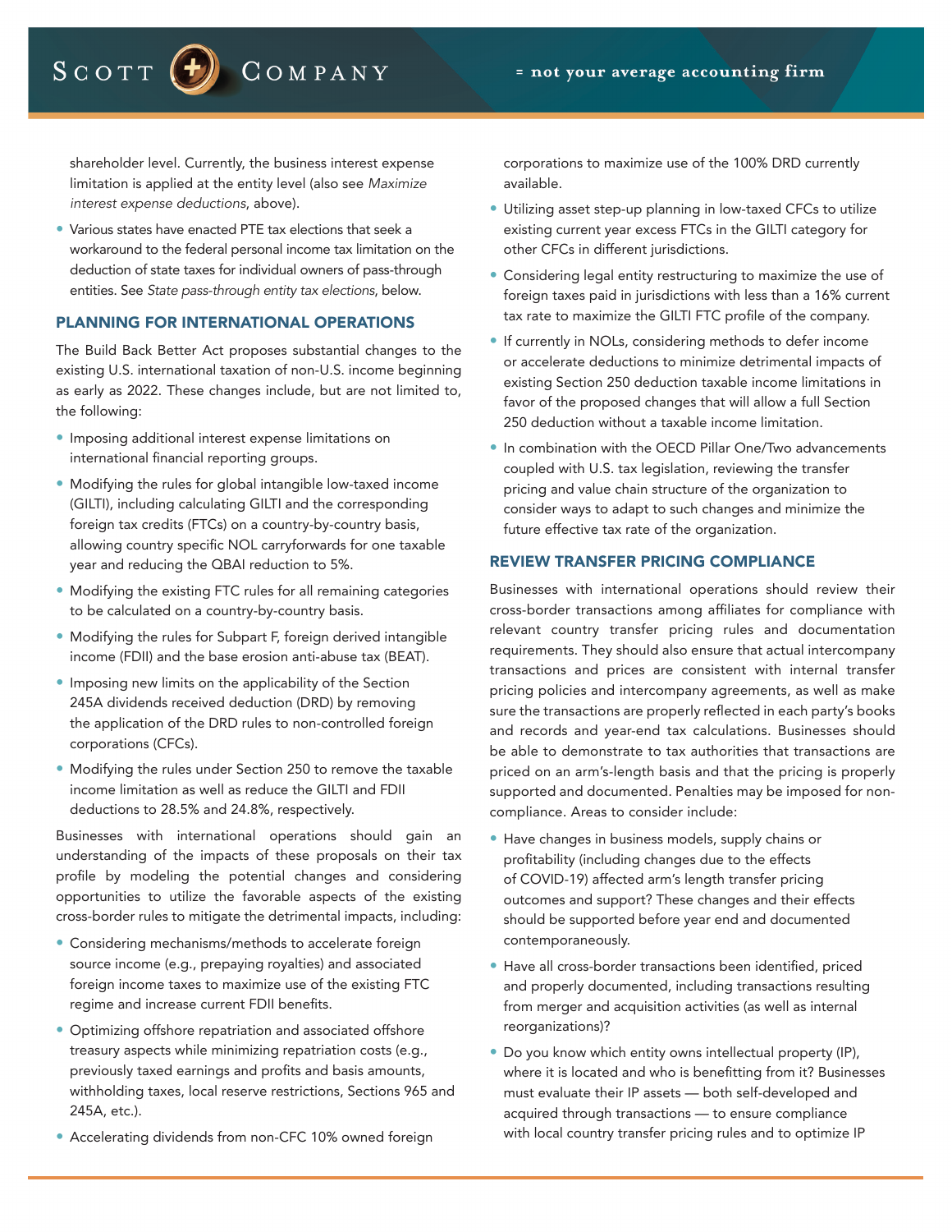shareholder level. Currently, the business interest expense limitation is applied at the entity level (also see *Maximize interest expense deductions*, above).

- Various states have enacted PTE tax elections that seek a workaround to the federal personal income tax limitation on the deduction of state taxes for individual owners of pass-through entities. See *State pass-through entity tax elections*, below.

## PLANNING FOR INTERNATIONAL OPERATIONS

The Build Back Better Act proposes substantial changes to the existing U.S. international taxation of non-U.S. income beginning as early as 2022. These changes include, but are not limited to, the following:

- Imposing additional interest expense limitations on international financial reporting groups.
- Modifying the rules for global intangible low-taxed income (GILTI), including calculating GILTI and the corresponding foreign tax credits (FTCs) on a country-by-country basis, allowing country specific NOL carryforwards for one taxable year and reducing the QBAI reduction to 5%.
- Modifying the existing FTC rules for all remaining categories to be calculated on a country-by-country basis.
- Modifying the rules for Subpart F, foreign derived intangible income (FDII) and the base erosion anti-abuse tax (BEAT).
- Imposing new limits on the applicability of the Section 245A dividends received deduction (DRD) by removing the application of the DRD rules to non-controlled foreign corporations (CFCs).
- Modifying the rules under Section 250 to remove the taxable income limitation as well as reduce the GILTI and FDII deductions to 28.5% and 24.8%, respectively.

Businesses with international operations should gain an understanding of the impacts of these proposals on their tax profile by modeling the potential changes and considering opportunities to utilize the favorable aspects of the existing cross-border rules to mitigate the detrimental impacts, including:

- Considering mechanisms/methods to accelerate foreign source income (e.g., prepaying royalties) and associated foreign income taxes to maximize use of the existing FTC regime and increase current FDII benefits.
- Optimizing offshore repatriation and associated offshore treasury aspects while minimizing repatriation costs (e.g., previously taxed earnings and profits and basis amounts, withholding taxes, local reserve restrictions, Sections 965 and 245A, etc.).
- Accelerating dividends from non-CFC 10% owned foreign corporations to maximize use of the 100% DRD currently available.
- Utilizing asset step-up planning in low-taxed CFCs to utilize existing current year excess FTCs in the GILTI category for other CFCs in different jurisdictions.
- Considering legal entity restructuring to maximize the use of foreign taxes paid in jurisdictions with less than a 16% current tax rate to maximize the GILTI FTC profile of the company.
- If currently in NOLs, considering methods to defer income or accelerate deductions to minimize detrimental impacts of existing Section 250 deduction taxable income limitations in favor of the proposed changes that will allow a full Section 250 deduction without a taxable income limitation.
- In combination with the OECD Pillar One/Two advancements coupled with U.S. tax legislation, reviewing the transfer pricing and value chain structure of the organization to consider ways to adapt to such changes and minimize the future effective tax rate of the organization.

## REVIEW TRANSFER PRICING COMPLIANCE

Businesses with international operations should review their cross-border transactions among affiliates for compliance with relevant country transfer pricing rules and documentation requirements. They should also ensure that actual intercompany transactions and prices are consistent with internal transfer pricing policies and intercompany agreements, as well as make sure the transactions are properly reflected in each party's books and records and year-end tax calculations. Businesses should be able to demonstrate to tax authorities that transactions are priced on an arm's-length basis and that the pricing is properly supported and documented. Penalties may be imposed for non-compliance. Areas to consider include:

- Have changes in business models, supply chains or profitability (including changes due to the effects of COVID-19) affected arm's length transfer pricing outcomes and support? These changes and their effects should be supported before year end and documented contemporaneously.
- Have all cross-border transactions been identified, priced and properly documented, including transactions resulting from merger and acquisition activities (as well as internal reorganizations)?
- Do you know which entity owns intellectual property (IP), where it is located and who is benefitting from it? Businesses must evaluate their IP assets — both self-developed and acquired through transactions — to ensure compliance with local country transfer pricing rules and to optimize IP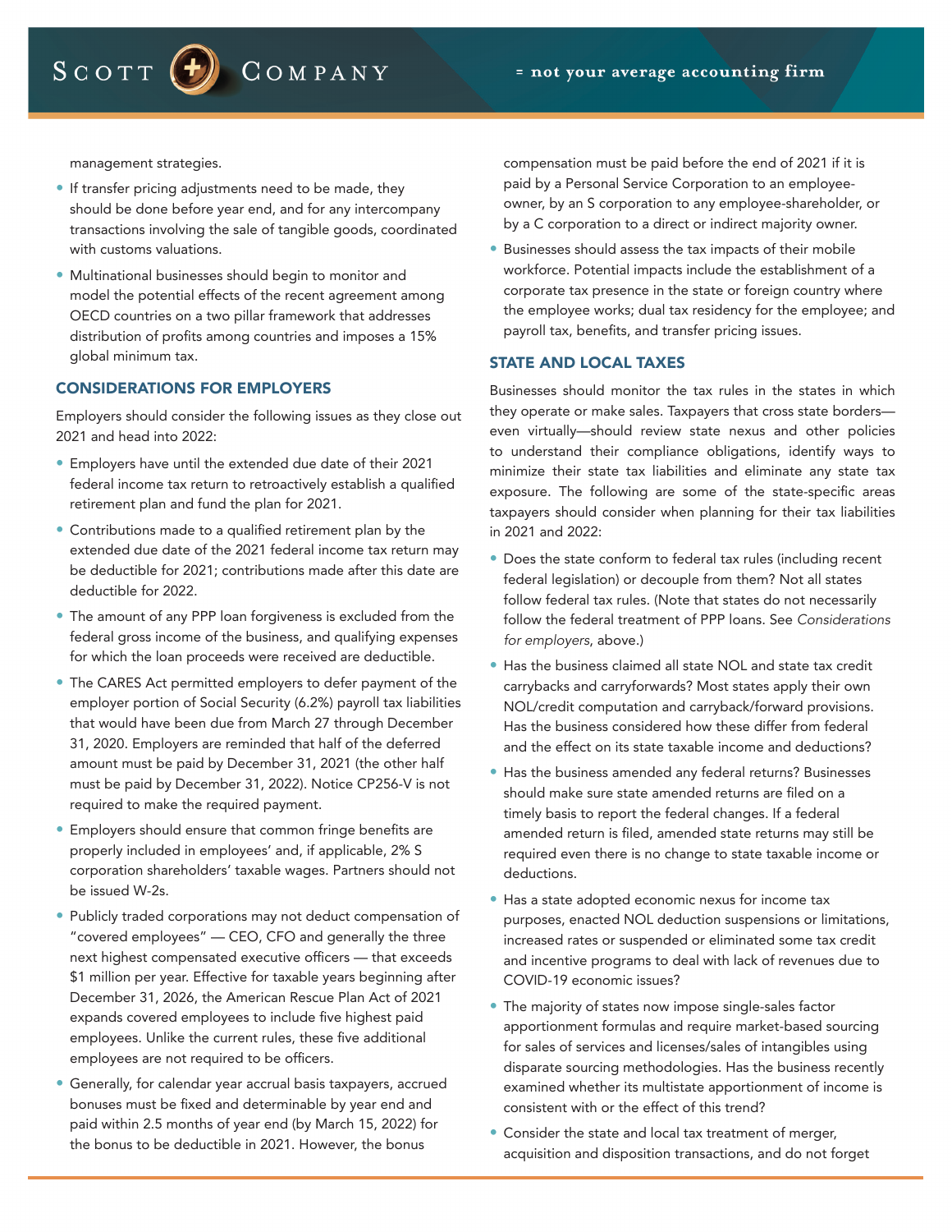management strategies.

- If transfer pricing adjustments need to be made, they should be done before year end, and for any intercompany transactions involving the sale of tangible goods, coordinated with customs valuations.
- Multinational businesses should begin to monitor and model the potential effects of the recent agreement among OECD countries on a two pillar framework that addresses distribution of profits among countries and imposes a 15% global minimum tax.

## CONSIDERATIONS FOR EMPLOYERS

Employers should consider the following issues as they close out 2021 and head into 2022:

- Employers have until the extended due date of their 2021 federal income tax return to retroactively establish a qualified retirement plan and fund the plan for 2021.
- Contributions made to a qualified retirement plan by the extended due date of the 2021 federal income tax return may be deductible for 2021; contributions made after this date are deductible for 2022.
- The amount of any PPP loan forgiveness is excluded from the federal gross income of the business, and qualifying expenses for which the loan proceeds were received are deductible.
- The CARES Act permitted employers to defer payment of the employer portion of Social Security (6.2%) payroll tax liabilities that would have been due from March 27 through December 31, 2020. Employers are reminded that half of the deferred amount must be paid by December 31, 2021 (the other half must be paid by December 31, 2022). Notice CP256-V is not required to make the required payment.
- Employers should ensure that common fringe benefits are properly included in employees' and, if applicable, 2% S corporation shareholders' taxable wages. Partners should not be issued W-2s.
- Publicly traded corporations may not deduct compensation of "covered employees" — CEO, CFO and generally the three next highest compensated executive officers — that exceeds $1 million per year. Effective for taxable years beginning after December 31, 2026, the American Rescue Plan Act of 2021 expands covered employees to include five highest paid employees. Unlike the current rules, these five additional employees are not required to be officers.
- Generally, for calendar year accrual basis taxpayers, accrued bonuses must be fixed and determinable by year end and paid within 2.5 months of year end (by March 15, 2022) for the bonus to be deductible in 2021. However, the bonus compensation must be paid before the end of 2021 if it is paid by a Personal Service Corporation to an employee-owner, by an S corporation to any employee-shareholder, or by a C corporation to a direct or indirect majority owner.
- Businesses should assess the tax impacts of their mobile workforce. Potential impacts include the establishment of a corporate tax presence in the state or foreign country where the employee works; dual tax residency for the employee; and payroll tax, benefits, and transfer pricing issues.

## STATE AND LOCAL TAXES

Businesses should monitor the tax rules in the states in which they operate or make sales. Taxpayers that cross state borders—even virtually—should review state nexus and other policies to understand their compliance obligations, identify ways to minimize their state tax liabilities and eliminate any state tax exposure. The following are some of the state-specific areas taxpayers should consider when planning for their tax liabilities in 2021 and 2022:

- Does the state conform to federal tax rules (including recent federal legislation) or decouple from them? Not all states follow federal tax rules. (Note that states do not necessarily follow the federal treatment of PPP loans. See *Considerations for employers*, above.)
- Has the business claimed all state NOL and state tax credit carrybacks and carryforwards? Most states apply their own NOL/credit computation and carryback/forward provisions. Has the business considered how these differ from federal and the effect on its state taxable income and deductions?
- Has the business amended any federal returns? Businesses should make sure state amended returns are filed on a timely basis to report the federal changes. If a federal amended return is filed, amended state returns may still be required even there is no change to state taxable income or deductions.
- Has a state adopted economic nexus for income tax purposes, enacted NOL deduction suspensions or limitations, increased rates or suspended or eliminated some tax credit and incentive programs to deal with lack of revenues due to COVID-19 economic issues?
- The majority of states now impose single-sales factor apportionment formulas and require market-based sourcing for sales of services and licenses/sales of intangibles using disparate sourcing methodologies. Has the business recently examined whether its multistate apportionment of income is consistent with or the effect of this trend?
- Consider the state and local tax treatment of merger, acquisition and disposition transactions, and do not forget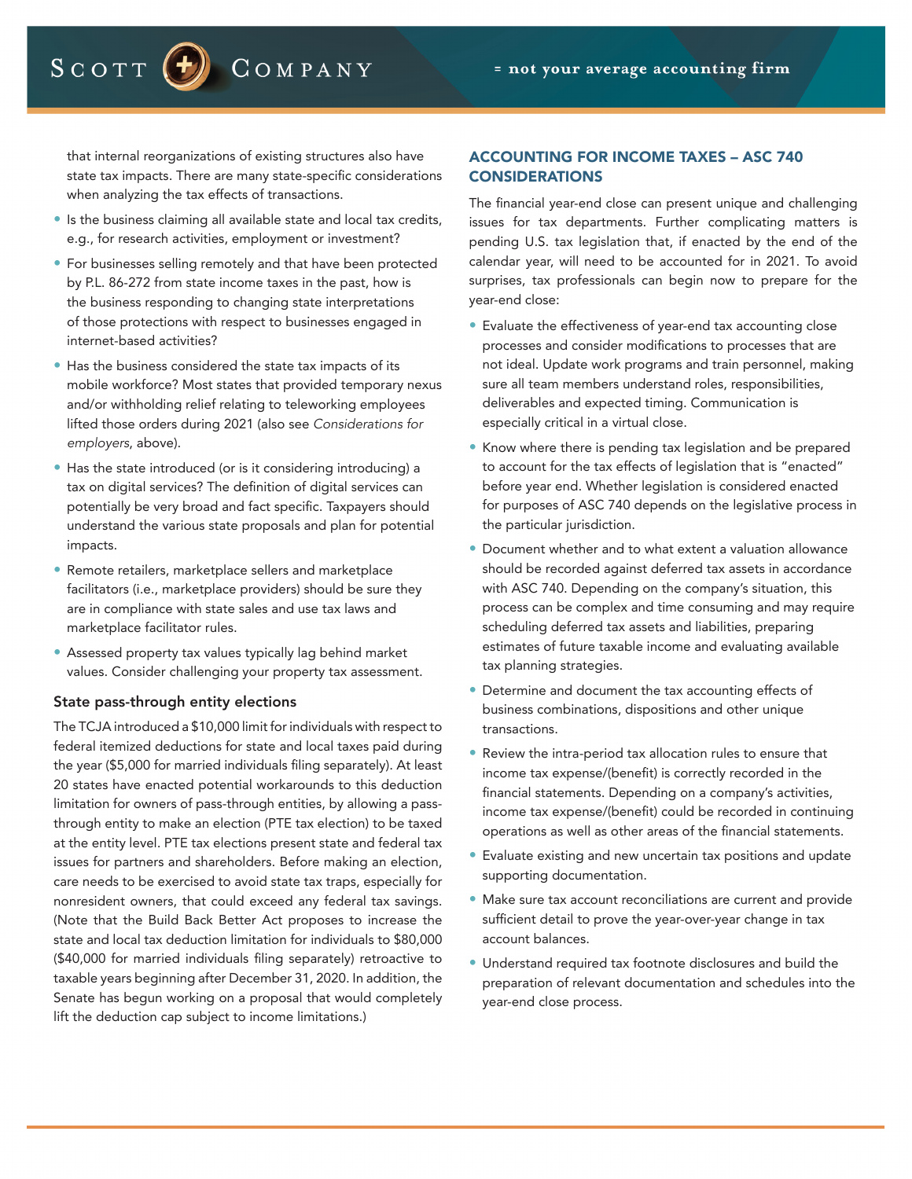that internal reorganizations of existing structures also have state tax impacts. There are many state-specific considerations when analyzing the tax effects of transactions.

- Is the business claiming all available state and local tax credits, e.g., for research activities, employment or investment?
- For businesses selling remotely and that have been protected by P.L. 86-272 from state income taxes in the past, how is the business responding to changing state interpretations of those protections with respect to businesses engaged in internet-based activities?
- Has the business considered the state tax impacts of its mobile workforce? Most states that provided temporary nexus and/or withholding relief relating to teleworking employees lifted those orders during 2021 (also see *Considerations for employers*, above).
- Has the state introduced (or is it considering introducing) a tax on digital services? The definition of digital services can potentially be very broad and fact specific. Taxpayers should understand the various state proposals and plan for potential impacts.
- Remote retailers, marketplace sellers and marketplace facilitators (i.e., marketplace providers) should be sure they are in compliance with state sales and use tax laws and marketplace facilitator rules.
- Assessed property tax values typically lag behind market values. Consider challenging your property tax assessment.

### State pass-through entity elections

The TCJA introduced a $10,000 limit for individuals with respect to federal itemized deductions for state and local taxes paid during the year ($5,000 for married individuals filing separately). At least 20 states have enacted potential workarounds to this deduction limitation for owners of pass-through entities, by allowing a pass-through entity to make an election (PTE tax election) to be taxed at the entity level. PTE tax elections present state and federal tax issues for partners and shareholders. Before making an election, care needs to be exercised to avoid state tax traps, especially for nonresident owners, that could exceed any federal tax savings. (Note that the Build Back Better Act proposes to increase the state and local tax deduction limitation for individuals to $80,000 ($40,000 for married individuals filing separately) retroactive to taxable years beginning after December 31, 2020. In addition, the Senate has begun working on a proposal that would completely lift the deduction cap subject to income limitations.)

## ACCOUNTING FOR INCOME TAXES – ASC 740 CONSIDERATIONS

The financial year-end close can present unique and challenging issues for tax departments. Further complicating matters is pending U.S. tax legislation that, if enacted by the end of the calendar year, will need to be accounted for in 2021. To avoid surprises, tax professionals can begin now to prepare for the year-end close:

- Evaluate the effectiveness of year-end tax accounting close processes and consider modifications to processes that are not ideal. Update work programs and train personnel, making sure all team members understand roles, responsibilities, deliverables and expected timing. Communication is especially critical in a virtual close.
- Know where there is pending tax legislation and be prepared to account for the tax effects of legislation that is "enacted" before year end. Whether legislation is considered enacted for purposes of ASC 740 depends on the legislative process in the particular jurisdiction.
- Document whether and to what extent a valuation allowance should be recorded against deferred tax assets in accordance with ASC 740. Depending on the company's situation, this process can be complex and time consuming and may require scheduling deferred tax assets and liabilities, preparing estimates of future taxable income and evaluating available tax planning strategies.
- Determine and document the tax accounting effects of business combinations, dispositions and other unique transactions.
- Review the intra-period tax allocation rules to ensure that income tax expense/(benefit) is correctly recorded in the financial statements. Depending on a company's activities, income tax expense/(benefit) could be recorded in continuing operations as well as other areas of the financial statements.
- Evaluate existing and new uncertain tax positions and update supporting documentation.
- Make sure tax account reconciliations are current and provide sufficient detail to prove the year-over-year change in tax account balances.
- Understand required tax footnote disclosures and build the preparation of relevant documentation and schedules into the year-end close process.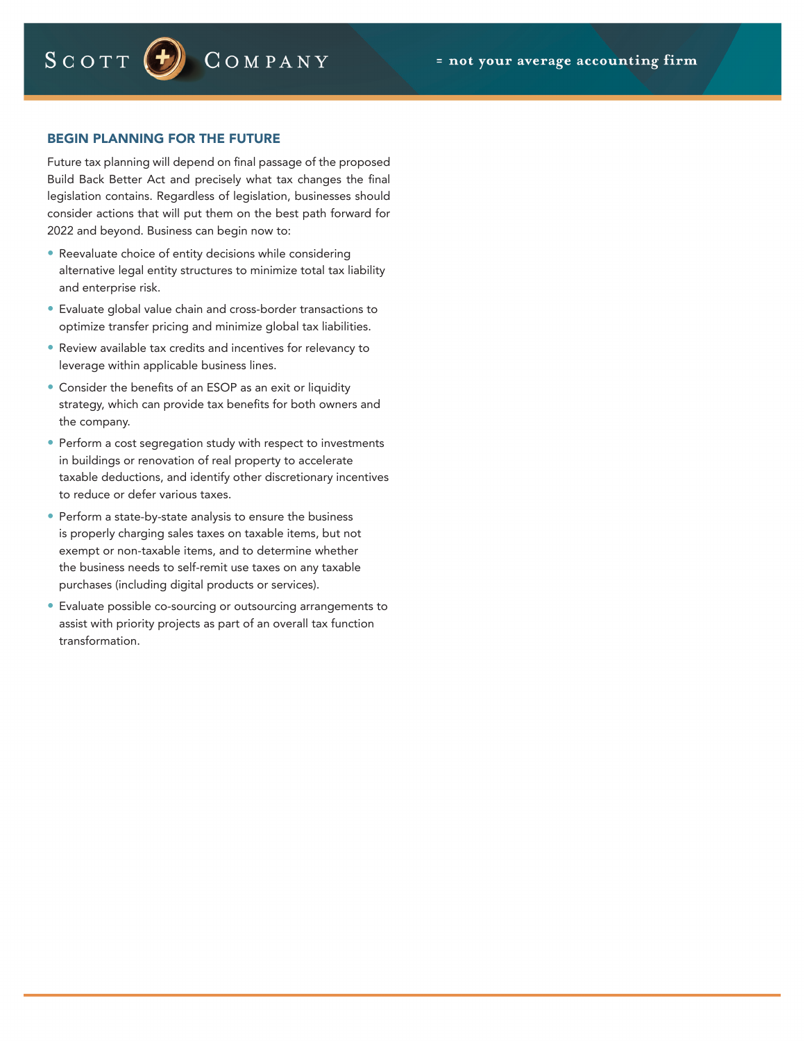## BEGIN PLANNING FOR THE FUTURE

Future tax planning will depend on final passage of the proposed Build Back Better Act and precisely what tax changes the final legislation contains. Regardless of legislation, businesses should consider actions that will put them on the best path forward for 2022 and beyond. Business can begin now to:

- Reevaluate choice of entity decisions while considering alternative legal entity structures to minimize total tax liability and enterprise risk.
- Evaluate global value chain and cross-border transactions to optimize transfer pricing and minimize global tax liabilities.
- Review available tax credits and incentives for relevancy to leverage within applicable business lines.
- Consider the benefits of an ESOP as an exit or liquidity strategy, which can provide tax benefits for both owners and the company.
- Perform a cost segregation study with respect to investments in buildings or renovation of real property to accelerate taxable deductions, and identify other discretionary incentives to reduce or defer various taxes.
- Perform a state-by-state analysis to ensure the business is properly charging sales taxes on taxable items, but not exempt or non-taxable items, and to determine whether the business needs to self-remit use taxes on any taxable purchases (including digital products or services).
- Evaluate possible co-sourcing or outsourcing arrangements to assist with priority projects as part of an overall tax function transformation.